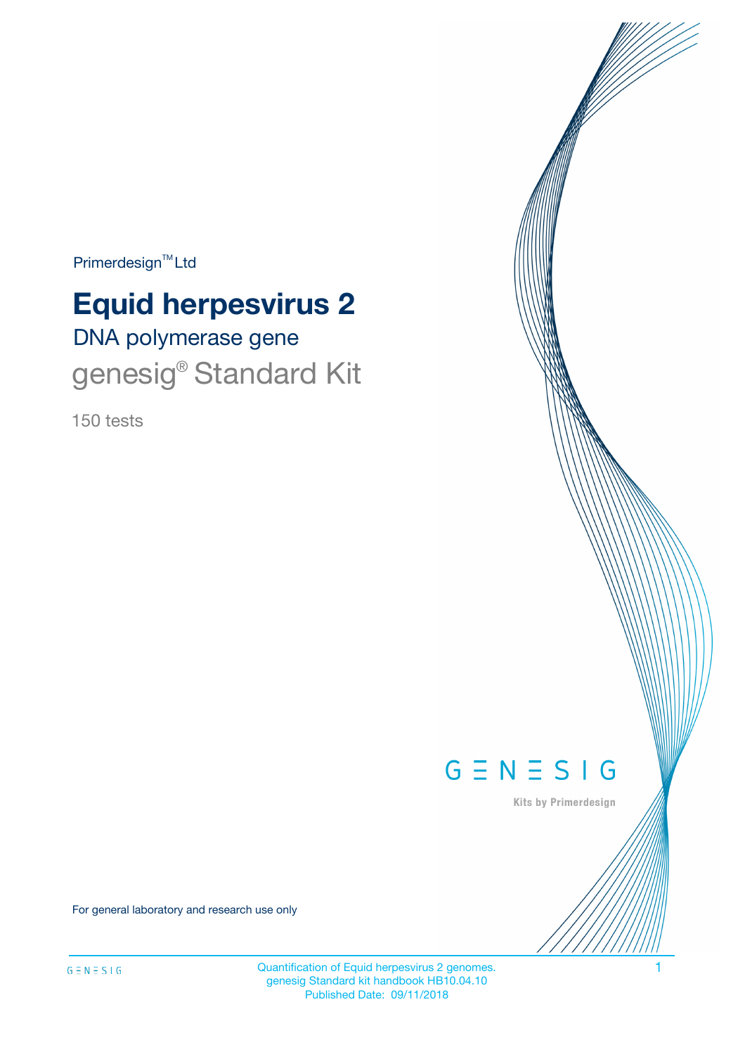Primerdesign™ Ltd

# Equid herpesvirus 2

## DNA polymerase gene

## genesig® Standard Kit

150 tests

GENESIG

Kits by Primerdesign

For general laboratory and research use only

Quantification of Equid herpesvirus 2 genomes.
genesig Standard kit handbook HB10.04.10
Published Date: 09/11/2018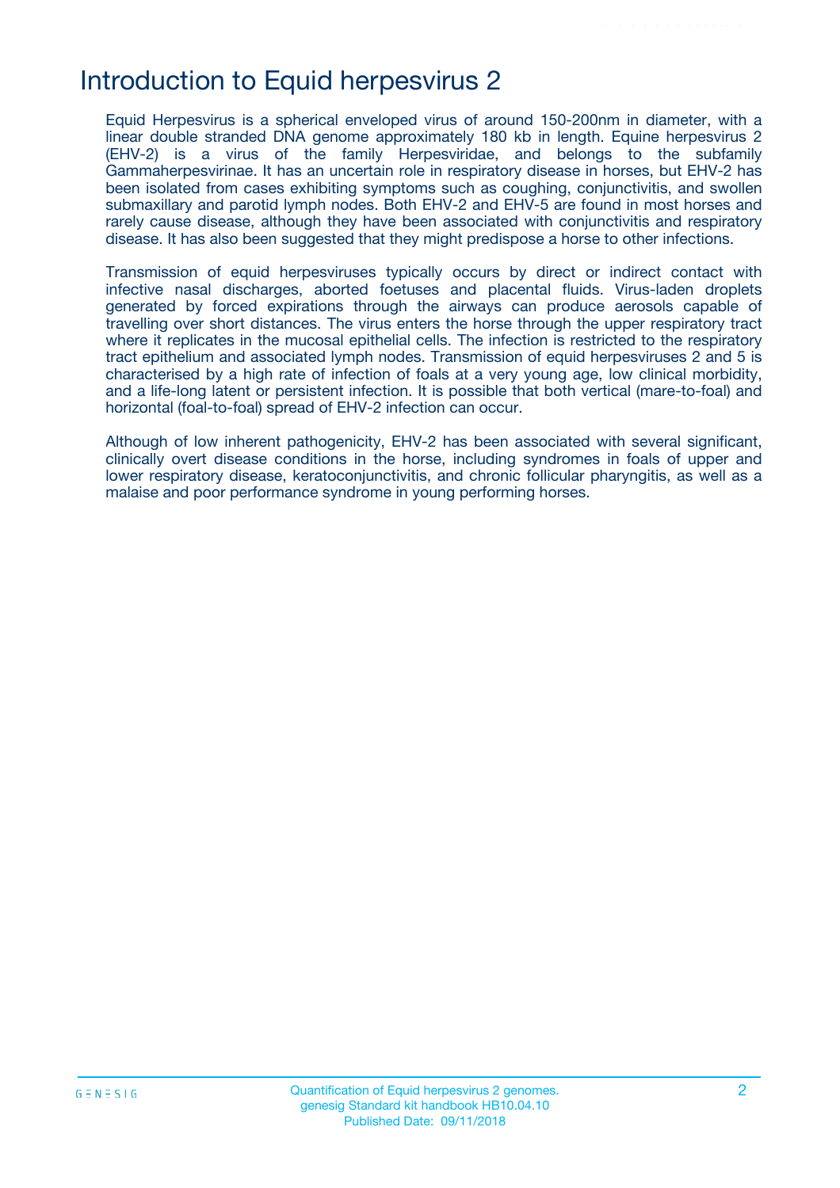# Introduction to Equid herpesvirus 2

Equid Herpesvirus is a spherical enveloped virus of around 150-200nm in diameter, with a linear double stranded DNA genome approximately 180 kb in length. Equine herpesvirus 2 (EHV-2) is a virus of the family Herpesviridae, and belongs to the subfamily Gammaherpesvirinae. It has an uncertain role in respiratory disease in horses, but EHV-2 has been isolated from cases exhibiting symptoms such as coughing, conjunctivitis, and swollen submaxillary and parotid lymph nodes. Both EHV-2 and EHV-5 are found in most horses and rarely cause disease, although they have been associated with conjunctivitis and respiratory disease. It has also been suggested that they might predispose a horse to other infections.

Transmission of equid herpesviruses typically occurs by direct or indirect contact with infective nasal discharges, aborted foetuses and placental fluids. Virus-laden droplets generated by forced expirations through the airways can produce aerosols capable of travelling over short distances. The virus enters the horse through the upper respiratory tract where it replicates in the mucosal epithelial cells. The infection is restricted to the respiratory tract epithelium and associated lymph nodes. Transmission of equid herpesviruses 2 and 5 is characterised by a high rate of infection of foals at a very young age, low clinical morbidity, and a life-long latent or persistent infection. It is possible that both vertical (mare-to-foal) and horizontal (foal-to-foal) spread of EHV-2 infection can occur.

Although of low inherent pathogenicity, EHV-2 has been associated with several significant, clinically overt disease conditions in the horse, including syndromes in foals of upper and lower respiratory disease, keratoconjunctivitis, and chronic follicular pharyngitis, as well as a malaise and poor performance syndrome in young performing horses.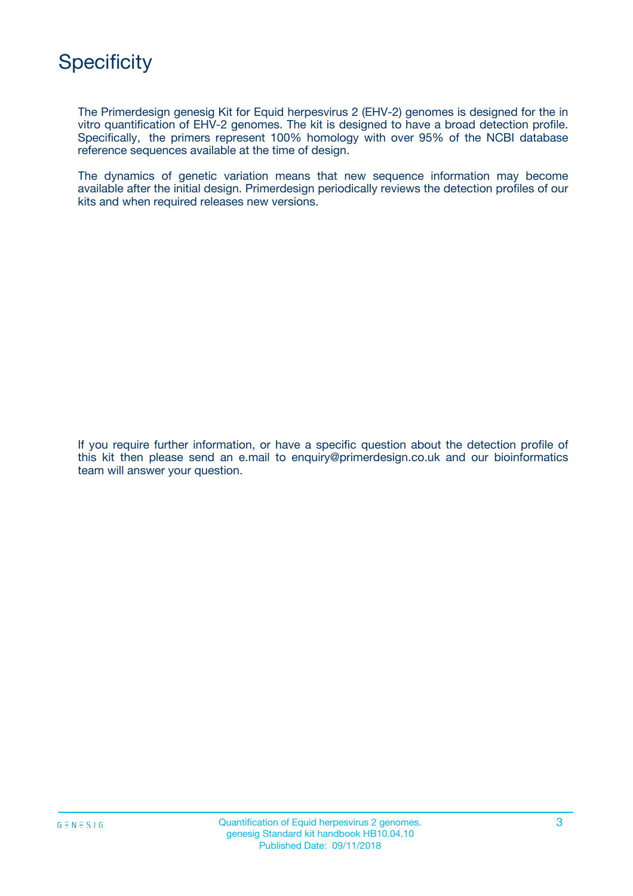# Specificity

The Primerdesign genesig Kit for Equid herpesvirus 2 (EHV-2) genomes is designed for the in vitro quantification of EHV-2 genomes. The kit is designed to have a broad detection profile. Specifically, the primers represent 100% homology with over 95% of the NCBI database reference sequences available at the time of design.

The dynamics of genetic variation means that new sequence information may become available after the initial design. Primerdesign periodically reviews the detection profiles of our kits and when required releases new versions.

If you require further information, or have a specific question about the detection profile of this kit then please send an e.mail to enquiry@primerdesign.co.uk and our bioinformatics team will answer your question.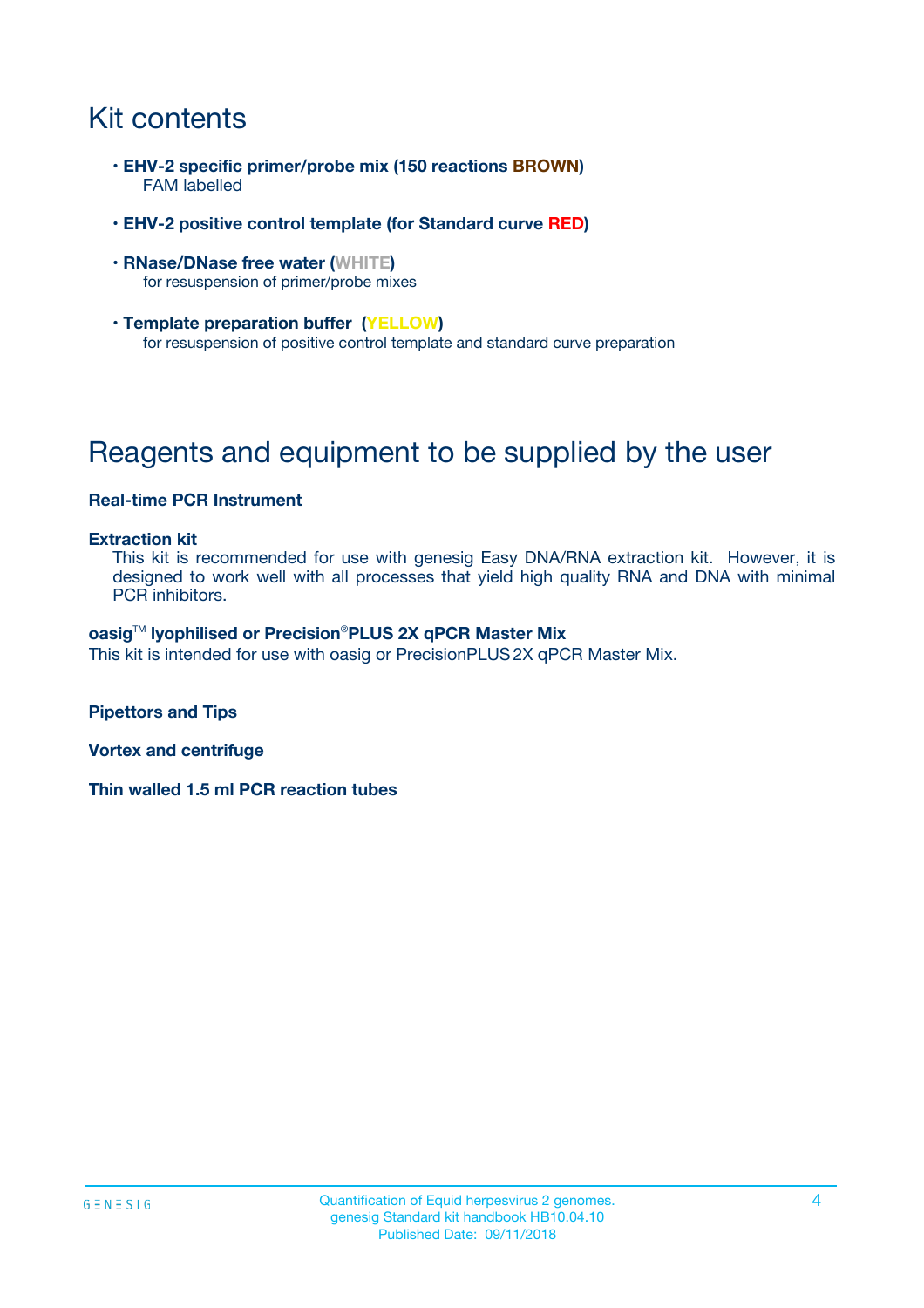# Kit contents

- **EHV-2 specific primer/probe mix (150 reactions BROWN)**
  FAM labelled
- **EHV-2 positive control template (for Standard curve RED)**
- **RNase/DNase free water (WHITE)**
  for resuspension of primer/probe mixes
- **Template preparation buffer (YELLOW)**
  for resuspension of positive control template and standard curve preparation

# Reagents and equipment to be supplied by the user

**Real-time PCR Instrument**

**Extraction kit**
This kit is recommended for use with genesig Easy DNA/RNA extraction kit. However, it is designed to work well with all processes that yield high quality RNA and DNA with minimal PCR inhibitors.

**oasig™ lyophilised or Precision®PLUS 2X qPCR Master Mix**
This kit is intended for use with oasig or PrecisionPLUS 2X qPCR Master Mix.

**Pipettors and Tips**

**Vortex and centrifuge**

**Thin walled 1.5 ml PCR reaction tubes**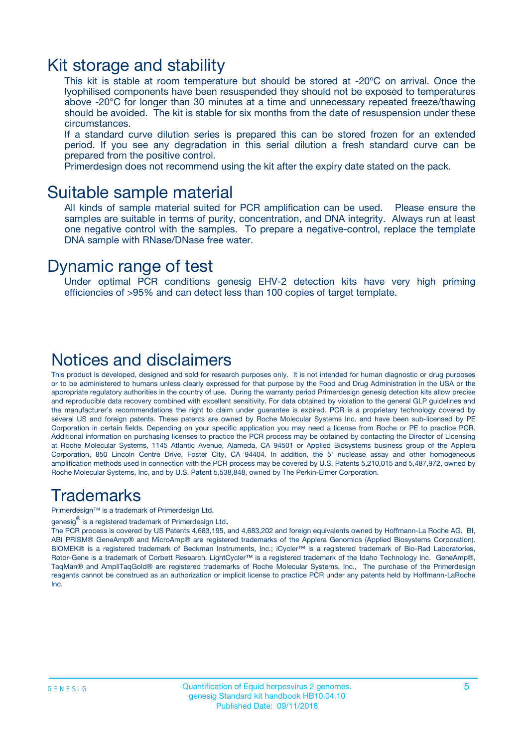# Kit storage and stability

This kit is stable at room temperature but should be stored at -20ºC on arrival. Once the lyophilised components have been resuspended they should not be exposed to temperatures above -20°C for longer than 30 minutes at a time and unnecessary repeated freeze/thawing should be avoided. The kit is stable for six months from the date of resuspension under these circumstances.

If a standard curve dilution series is prepared this can be stored frozen for an extended period. If you see any degradation in this serial dilution a fresh standard curve can be prepared from the positive control.

Primerdesign does not recommend using the kit after the expiry date stated on the pack.

# Suitable sample material

All kinds of sample material suited for PCR amplification can be used. Please ensure the samples are suitable in terms of purity, concentration, and DNA integrity. Always run at least one negative control with the samples. To prepare a negative-control, replace the template DNA sample with RNase/DNase free water.

# Dynamic range of test

Under optimal PCR conditions genesig EHV-2 detection kits have very high priming efficiencies of >95% and can detect less than 100 copies of target template.

# Notices and disclaimers

This product is developed, designed and sold for research purposes only. It is not intended for human diagnostic or drug purposes or to be administered to humans unless clearly expressed for that purpose by the Food and Drug Administration in the USA or the appropriate regulatory authorities in the country of use. During the warranty period Primerdesign genesig detection kits allow precise and reproducible data recovery combined with excellent sensitivity. For data obtained by violation to the general GLP guidelines and the manufacturer's recommendations the right to claim under guarantee is expired. PCR is a proprietary technology covered by several US and foreign patents. These patents are owned by Roche Molecular Systems Inc. and have been sub-licensed by PE Corporation in certain fields. Depending on your specific application you may need a license from Roche or PE to practice PCR. Additional information on purchasing licenses to practice the PCR process may be obtained by contacting the Director of Licensing at Roche Molecular Systems, 1145 Atlantic Avenue, Alameda, CA 94501 or Applied Biosystems business group of the Applera Corporation, 850 Lincoln Centre Drive, Foster City, CA 94404. In addition, the 5' nuclease assay and other homogeneous amplification methods used in connection with the PCR process may be covered by U.S. Patents 5,210,015 and 5,487,972, owned by Roche Molecular Systems, Inc, and by U.S. Patent 5,538,848, owned by The Perkin-Elmer Corporation.

# Trademarks

Primerdesign™ is a trademark of Primerdesign Ltd.

genesig® is a registered trademark of Primerdesign Ltd.

The PCR process is covered by US Patents 4,683,195, and 4,683,202 and foreign equivalents owned by Hoffmann-La Roche AG. BI, ABI PRISM® GeneAmp® and MicroAmp® are registered trademarks of the Applera Genomics (Applied Biosystems Corporation). BIOMEK® is a registered trademark of Beckman Instruments, Inc.; iCycler™ is a registered trademark of Bio-Rad Laboratories, Rotor-Gene is a trademark of Corbett Research. LightCycler™ is a registered trademark of the Idaho Technology Inc. GeneAmp®, TaqMan® and AmpliTaqGold® are registered trademarks of Roche Molecular Systems, Inc., The purchase of the Primerdesign reagents cannot be construed as an authorization or implicit license to practice PCR under any patents held by Hoffmann-LaRoche Inc.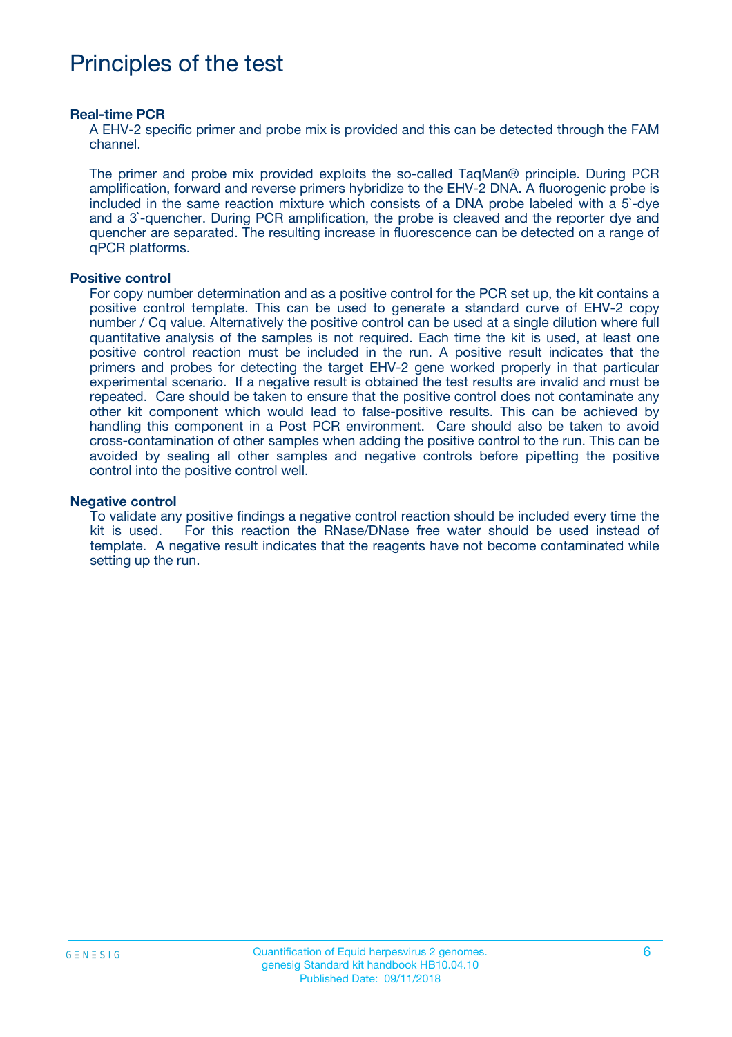# Principles of the test

### Real-time PCR

A EHV-2 specific primer and probe mix is provided and this can be detected through the FAM channel.

The primer and probe mix provided exploits the so-called TaqMan® principle. During PCR amplification, forward and reverse primers hybridize to the EHV-2 DNA. A fluorogenic probe is included in the same reaction mixture which consists of a DNA probe labeled with a 5`-dye and a 3`-quencher. During PCR amplification, the probe is cleaved and the reporter dye and quencher are separated. The resulting increase in fluorescence can be detected on a range of qPCR platforms.

### Positive control

For copy number determination and as a positive control for the PCR set up, the kit contains a positive control template. This can be used to generate a standard curve of EHV-2 copy number / Cq value. Alternatively the positive control can be used at a single dilution where full quantitative analysis of the samples is not required. Each time the kit is used, at least one positive control reaction must be included in the run. A positive result indicates that the primers and probes for detecting the target EHV-2 gene worked properly in that particular experimental scenario. If a negative result is obtained the test results are invalid and must be repeated. Care should be taken to ensure that the positive control does not contaminate any other kit component which would lead to false-positive results. This can be achieved by handling this component in a Post PCR environment. Care should also be taken to avoid cross-contamination of other samples when adding the positive control to the run. This can be avoided by sealing all other samples and negative controls before pipetting the positive control into the positive control well.

### Negative control

To validate any positive findings a negative control reaction should be included every time the kit is used. For this reaction the RNase/DNase free water should be used instead of template. A negative result indicates that the reagents have not become contaminated while setting up the run.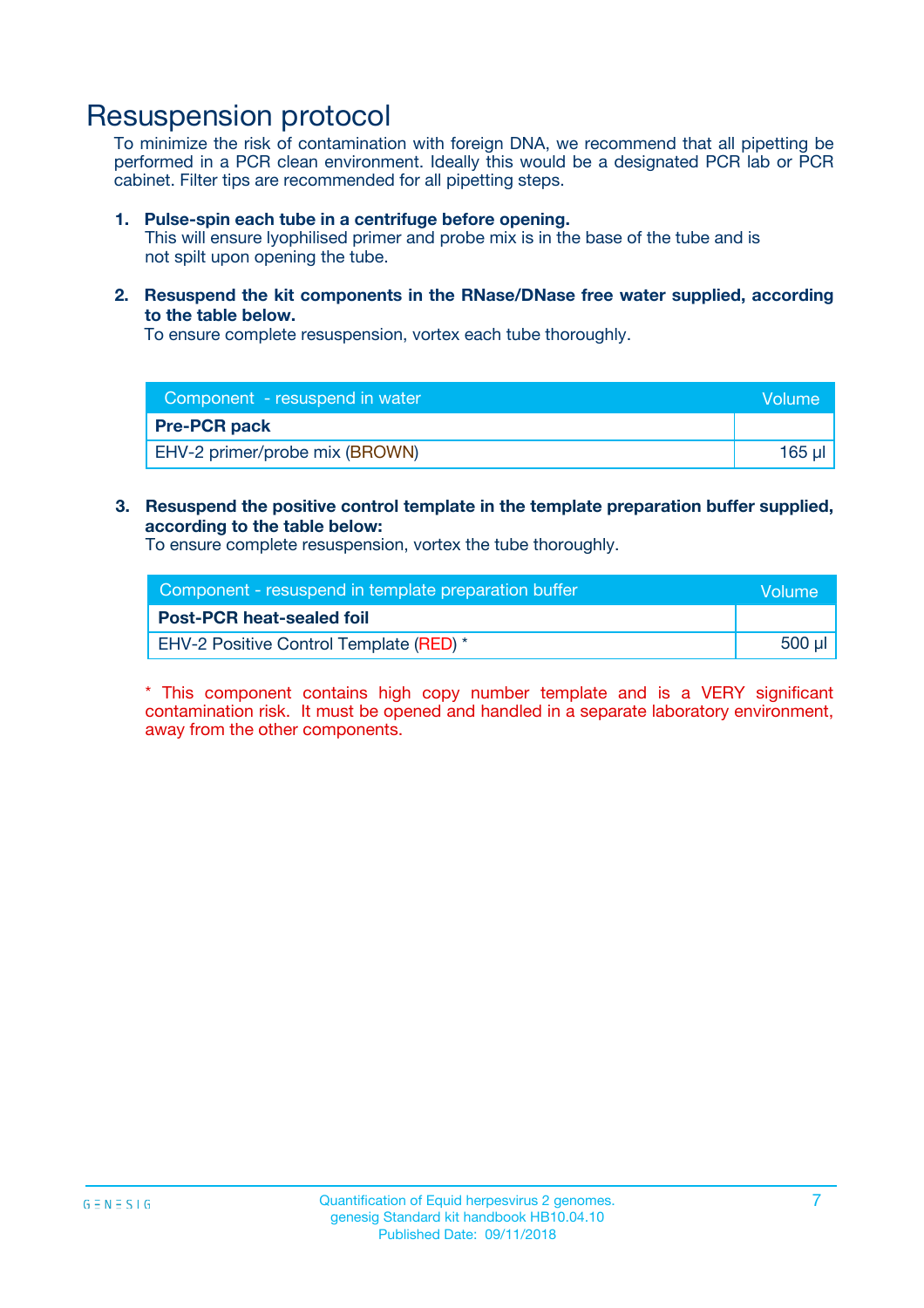# Resuspension protocol

To minimize the risk of contamination with foreign DNA, we recommend that all pipetting be performed in a PCR clean environment. Ideally this would be a designated PCR lab or PCR cabinet. Filter tips are recommended for all pipetting steps.

1. **Pulse-spin each tube in a centrifuge before opening.**
   This will ensure lyophilised primer and probe mix is in the base of the tube and is not spilt upon opening the tube.

2. **Resuspend the kit components in the RNase/DNase free water supplied, according to the table below.**
   To ensure complete resuspension, vortex each tube thoroughly.

| Component - resuspend in water | Volume |
|---|---|
| **Pre-PCR pack** | |
| EHV-2 primer/probe mix (BROWN) | 165 µl |

3. **Resuspend the positive control template in the template preparation buffer supplied, according to the table below:**
   To ensure complete resuspension, vortex the tube thoroughly.

| Component - resuspend in template preparation buffer | Volume |
|---|---|
| **Post-PCR heat-sealed foil** | |
| EHV-2 Positive Control Template (RED) * | 500 µl |

* This component contains high copy number template and is a VERY significant contamination risk. It must be opened and handled in a separate laboratory environment, away from the other components.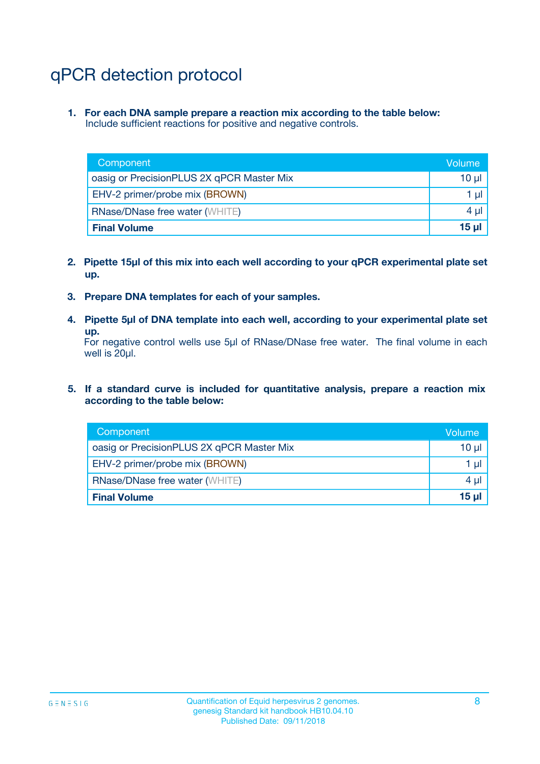# qPCR detection protocol

1. **For each DNA sample prepare a reaction mix according to the table below:**
   Include sufficient reactions for positive and negative controls.

| Component | Volume |
|---|---|
| oasig or PrecisionPLUS 2X qPCR Master Mix | 10 µl |
| EHV-2 primer/probe mix (BROWN) | 1 µl |
| RNase/DNase free water (WHITE) | 4 µl |
| **Final Volume** | **15 µl** |

2. **Pipette 15µl of this mix into each well according to your qPCR experimental plate set up.**

3. **Prepare DNA templates for each of your samples.**

4. **Pipette 5µl of DNA template into each well, according to your experimental plate set up.**
   For negative control wells use 5µl of RNase/DNase free water. The final volume in each well is 20µl.

5. **If a standard curve is included for quantitative analysis, prepare a reaction mix according to the table below:**

| Component | Volume |
|---|---|
| oasig or PrecisionPLUS 2X qPCR Master Mix | 10 µl |
| EHV-2 primer/probe mix (BROWN) | 1 µl |
| RNase/DNase free water (WHITE) | 4 µl |
| **Final Volume** | **15 µl** |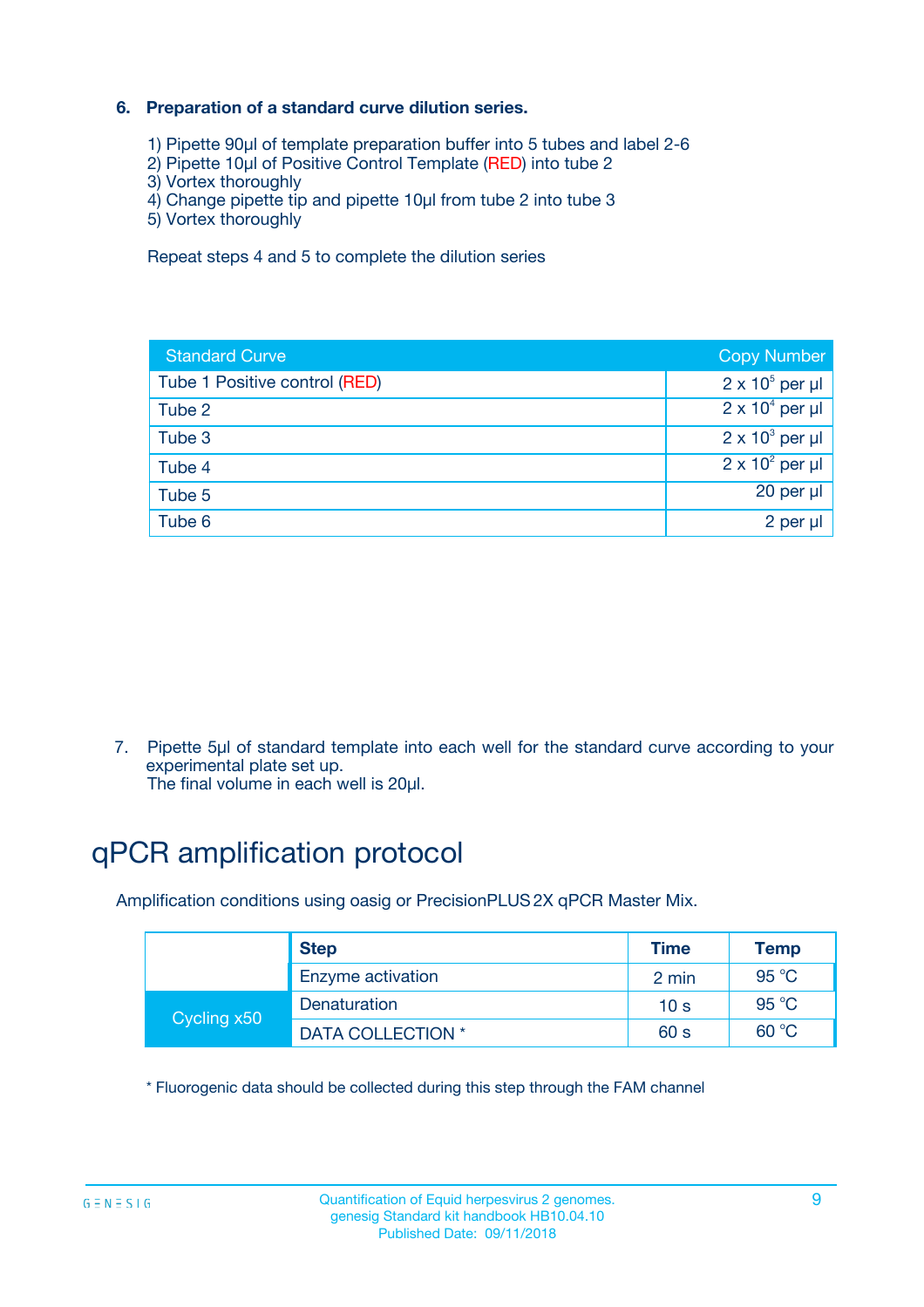6. **Preparation of a standard curve dilution series.**

1) Pipette 90µl of template preparation buffer into 5 tubes and label 2-6
2) Pipette 10µl of Positive Control Template (RED) into tube 2
3) Vortex thoroughly
4) Change pipette tip and pipette 10µl from tube 2 into tube 3
5) Vortex thoroughly

Repeat steps 4 and 5 to complete the dilution series

| Standard Curve | Copy Number |
|---|---|
| Tube 1 Positive control (RED) | $2 \times 10^5$ per µl |
| Tube 2 | $2 \times 10^4$ per µl |
| Tube 3 | $2 \times 10^3$ per µl |
| Tube 4 | $2 \times 10^2$ per µl |
| Tube 5 | 20 per µl |
| Tube 6 | 2 per µl |

7. Pipette 5µl of standard template into each well for the standard curve according to your experimental plate set up.
The final volume in each well is 20µl.

# qPCR amplification protocol

Amplification conditions using oasig or PrecisionPLUS 2X qPCR Master Mix.

| | Step | Time | Temp |
|---|---|---|---|
| | Enzyme activation | 2 min | 95 °C |
| Cycling x50 | Denaturation | 10 s | 95 °C |
| | DATA COLLECTION * | 60 s | 60 °C |

* Fluorogenic data should be collected during this step through the FAM channel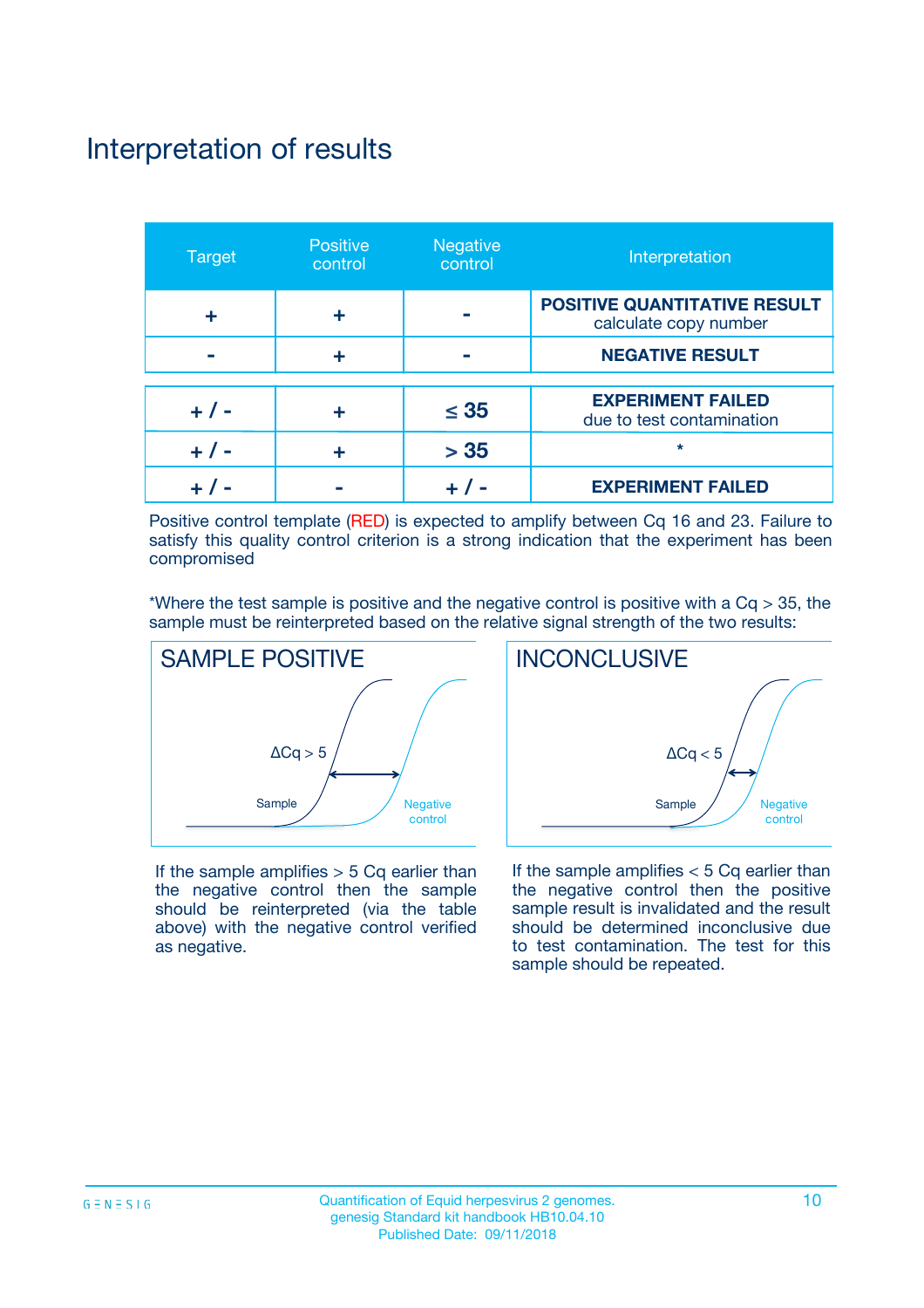# Interpretation of results

| Target | Positive control | Negative control | Interpretation |
|---|---|---|---|
| + | + | - | **POSITIVE QUANTITATIVE RESULT** calculate copy number |
| - | + | - | **NEGATIVE RESULT** |
| + / - | + | ≤ 35 | **EXPERIMENT FAILED** due to test contamination |
| + / - | + | > 35 | * |
| + / - | - | + / - | **EXPERIMENT FAILED** |

Positive control template (RED) is expected to amplify between Cq 16 and 23. Failure to satisfy this quality control criterion is a strong indication that the experiment has been compromised

*Where the test sample is positive and the negative control is positive with a Cq > 35, the sample must be reinterpreted based on the relative signal strength of the two results:

SAMPLE POSITIVE

ΔCq > 5

Sample

Negative control

If the sample amplifies > 5 Cq earlier than the negative control then the sample should be reinterpreted (via the table above) with the negative control verified as negative.

INCONCLUSIVE

ΔCq < 5

Sample

Negative control

If the sample amplifies < 5 Cq earlier than the negative control then the positive sample result is invalidated and the result should be determined inconclusive due to test contamination. The test for this sample should be repeated.